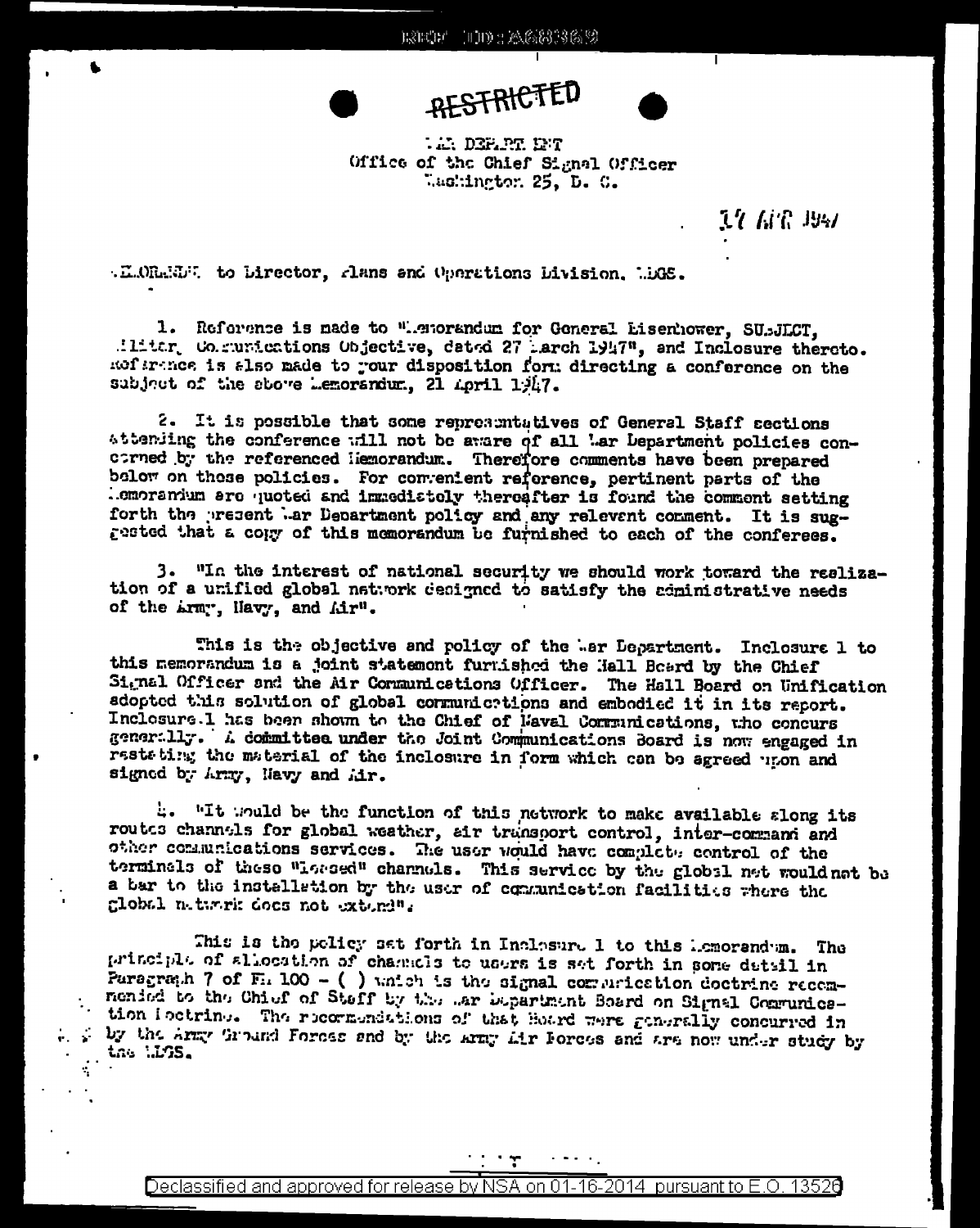RESTRICTED

WAR DEPARTMENT
Office of the Chief Signal Officer
Washington 25, D. C.

17 APR 1947

MEMORANDUM to Director, Plans and Operations Division, WDGS.

1. Reference is made to "Memorandum for General Eisenhower, SUBJECT, Military Communications Objective, dated 27 March 1947", and Inclosure thereto. Reference is also made to your disposition form directing a conference on the subject of the above Memorandum, 21 April 1947.

2. It is possible that some representatives of General Staff sections attending the conference will not be aware of all War Department policies concerned by the referenced Memorandum. Therefore comments have been prepared below on those policies. For convenient reference, pertinent parts of the Memorandum are quoted and immediately thereafter is found the comment setting forth the present War Department policy and any relevent comment. It is suggested that a copy of this memorandum be furnished to each of the conferees.

3. "In the interest of national security we should work toward the realization of a unified global network designed to satisfy the administrative needs of the Army, Navy, and Air".

This is the objective and policy of the War Department. Inclosure 1 to this memorandum is a joint statement furnished the Hall Board by the Chief Signal Officer and the Air Communications Officer. The Hall Board on Unification adopted this solution of global communications and embodied it in its report. Inclosure 1 has been shown to the Chief of Naval Communications, who concurs generally. A committee under the Joint Communications Board is now engaged in restating the material of the inclosure in form which can be agreed upon and signed by Army, Navy and Air.

4. "It would be the function of this network to make available along its routes channels for global weather, air transport control, inter-command and other communications services. The user would have complete control of the terminals of these "leased" channels. This service by the global net would not be a bar to the installation by the user of communication facilities where the global network does not extend".

This is the policy set forth in Inclosure 1 to this Memorandum. The principle of allocation of channels to users is set forth in some detail in Paragraph 7 of FM 100 - ( ) which is the signal communication doctrine recommended to the Chief of Staff by the War Department Board on Signal Communication Doctrine. The recommendations of that Board were generally concurred in by the Army Ground Forces and by the Army Air Forces and are now under study by the WDGS.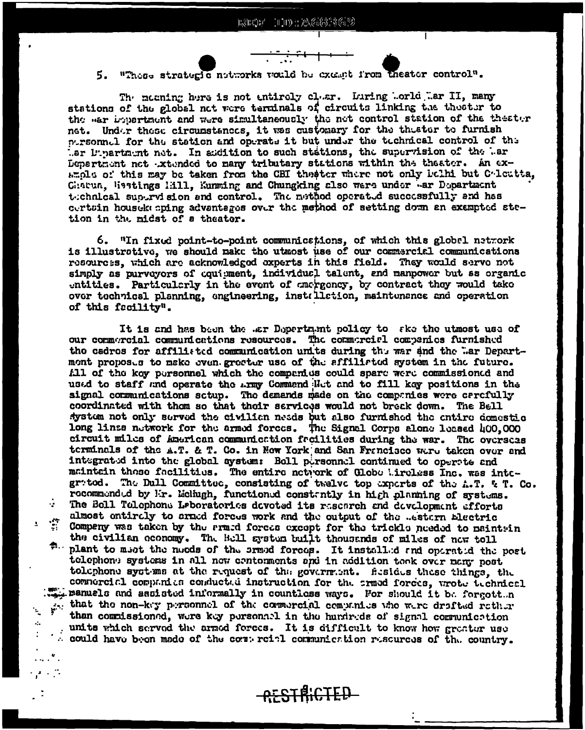5. "These strategic networks would be exempt from theater control".

The meaning here is not entirely clear. During World War II, many stations of the global net were terminals of circuits linking the theater to the War Department and were simultaneously the net control station of the theater net. Under these circumstances, it was customary for the theater to furnish personnel for the station and operate it but under the technical control of the War Department net. In addition to such stations, the supervision of the War Department net extended to many tributary stations within the theater. An example of this may be taken from the CBI theater where not only Delhi but Calcutta, Chabua, Hastings Hill, Kunming and Chungking also were under War Department technical supervision and control. The method operated successfully and has certain housekeeping advantages over the method of setting down an exempted station in the midst of a theater.

6. "In fixed point-to-point communications, of which this global network is illustrative, we should make the utmost use of our commercial communications resources, which are acknowledged experts in this field. They would serve not simply as purveyors of equipment, individual talent, and manpower but as organic entities. Particularly in the event of emergency, by contract they would take over technical planning, engineering, installation, maintenance and operation of this facility".

It is and has been the War Department policy to make the utmost use of our commercial communications resources. The commercial companies furnished the cadres for affiliated communication units during the war and the War Department proposes to make even greater use of the affiliated system in the future. All of the key personnel which the companies could spare were commissioned and used to staff and operate the Army Command Net and to fill key positions in the signal communications setup. The demands made on the companies were carefully coordinated with them so that their services would not break down. The Bell System not only served the civilian needs but also furnished the entire domestic long lines network for the armed forces. The Signal Corps alone leased 400,000 circuit miles of American communication facilities during the war. The overseas terminals of the A.T. & T. Co. in New York and San Francisco were taken over and integrated into the global system: Bell personnel continued to operate and maintain those facilities. The entire network of Globe Wireless Inc. was integrated. The Dull Committee, consisting of twelve top experts of the A.T. & T. Co. recommended by Mr. McHugh, functioned constantly in high planning of systems. The Bell Telephone Laboratories devoted its research and development efforts almost entirely to armed forces work and the output of the Western Electric Company was taken by the armed forces except for the trickle needed to maintain the civilian economy. The Bell system built thousands of miles of new toll plant to meet the needs of the armed forces. It installed and operated the post telephone systems in all new cantonments and in addition took over many post telephone systems at the request of the government. Besides these things, the commercial companies conducted instruction for the armed forces, wrote technical manuals and assisted informally in countless ways. For should it be forgotten that the non-key personnel of the commercial companies who were drafted rather than commissioned, were key personnel in the hundreds of signal communication units which served the armed forces. It is difficult to know how greater use could have been made of the commercial communication resources of the country.

RESTRICTED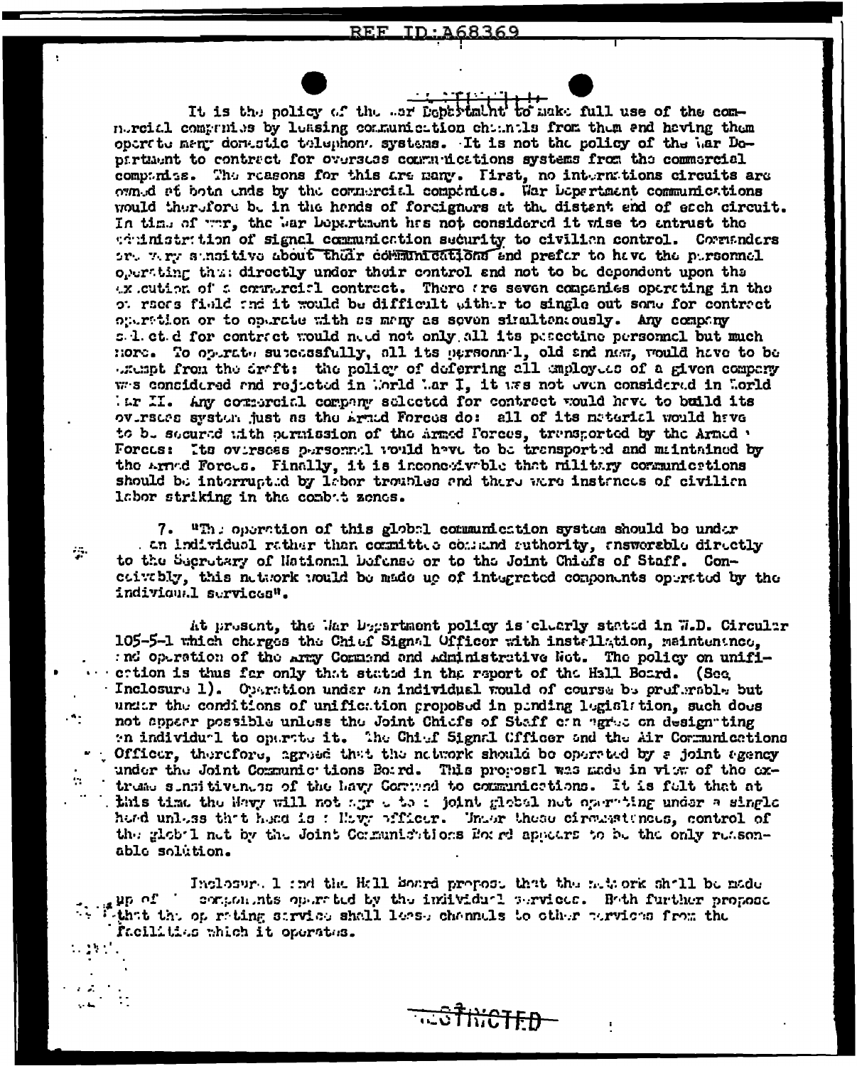It is the policy of the War Department to make full use of the commercial companies by leasing communication channels from them and having them operate many domestic telephone systems. It is not the policy of the War Department to contract for overseas communications systems from the commercial companies. The reasons for this are many. First, no internations circuits are owned at both ends by the commercial companies. War Department communications would therefore be in the hands of foreigners at the distant end of each circuit. In time of war, the War Department has not considered it wise to entrust the administration of signal communication security to civilian control. Commanders are very sensitive about their communications and prefer to have the personnel operating them directly under their control and not to be dependent upon the execution of a commercial contract. There are seven companies operating in the overseas field and it would be difficult either to single out some for contract operation or to operate with as many as seven simultaneously. Any company selected for contract would need not only all its peacetime personnel but much more. To operate successfully, all its personnel, old and new, would have to be exempt from the draft: the policy of deferring all employees of a given company was considered and rejected in World War I, it was not even considered in World War II. Any commercial company selected for contract would have to build its overseas system just as the Armed Forces do: all of its material would have to be secured with permission of the Armed Forces, transported by the Armed Forces: Its overseas personnel would have to be transported and maintained by the Armed Forces. Finally, it is inconceivable that military communications should be interrupted by labor troubles and there were instances of civilian labor striking in the combat zones.

7. "The operation of this global communication system should be under an individual rather than committee command authority, answerable directly to the Secretary of National Defense or to the Joint Chiefs of Staff. Conceivably, this network would be made up of integrated components operated by the individual services".

At present, the War Department policy is clearly stated in W.D. Circular 105-5-1 which charges the Chief Signal Officer with installation, maintenance, and operation of the Army Command and Administrative Net. The policy on unification is thus far only that stated in the report of the Hall Board. (See Inclosure 1). Operation under an individual would of course be preferable but under the conditions of unification proposed in pending legislation, such does not appear possible unless the Joint Chiefs of Staff can agree on designating an individual to operate it. The Chief Signal Officer and the Air Communications Officer, therefore, agreed that the network should be operated by a joint agency under the Joint Communications Board. This proposal was made in view of the extreme sensitiveness of the Navy Command to communications. It is felt that at this time the Navy will not agree to a joint global net operating under a single head unless that head is a Navy officer. Under these circumstances, control of the global net by the Joint Communications Board appears to be the only reasonable solution.

Inclosure 1 and the Hall Board propose that the network shall be made up of components operated by the individual services. Both further propose that the operating service shall lease channels to other services from the facilities which it operates.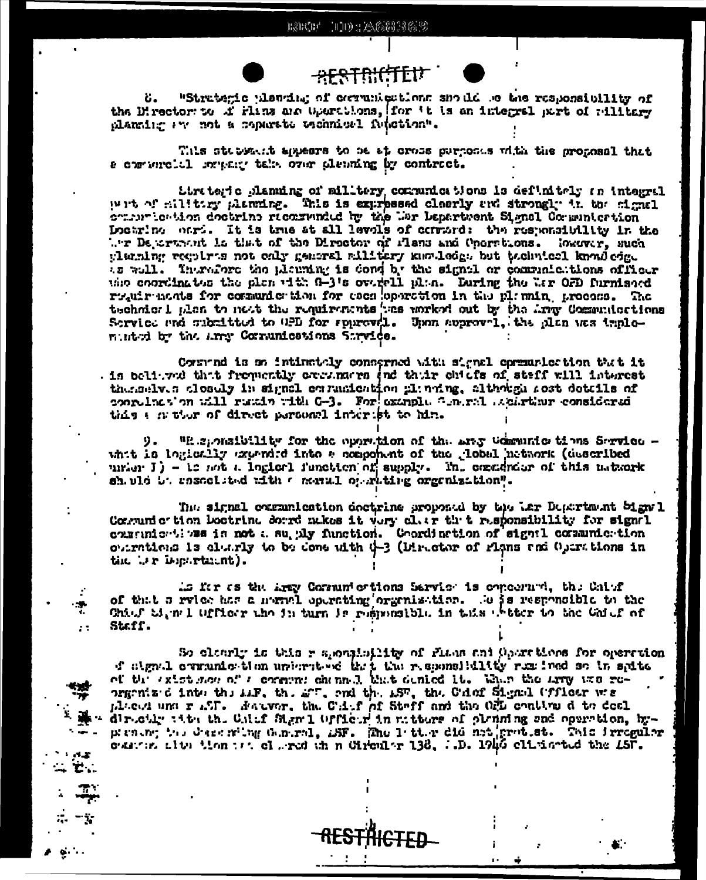RESTRICTED

8. "Strategic planning of communications should be the responsibility of the Director of Plans and Operations, for it is an integral part of military planning and not a separate technical function".

This statement appears to be at cross purposes with the proposal that a commercial company take over planning by contract.

Strategic planning of military communications is definitely an integral part of military planning. This is expressed clearly and strongly in the signal communication doctrine recommended by the War Department Signal Communication Doctrine Board. It is true at all levels of command: the responsibility in the War Department is that of the Director of Plans and Operations. However, such planning requires not only general military knowledge but technical knowledge as well. Therefore the planning is done by the signal or communications officer who coordinates the plan with G-3's overall plan. During the war OPD furnished requirements for communication for each operation in the planning process. The technical plan to meet the requirements was worked out by the Army Communications Service and submitted to OPD for approval. Upon approval, the plan was implemented by the Army Communications Service.

Command is so intimately concerned with signal communication that it is believed that frequently commanders and their chiefs of staff will interest themselves closely in signal communication planning, although most details of coordination will remain with G-3. For example General MacArthur considered this a matter of direct personal interest to him.

9. "Responsibility for the operation of the Army Communications Service - which is logically expanded into a component of the global network (described under I) - is not a logical function of supply. The commander of this network should be associated with a normal operating organization".

The signal communication doctrine proposed by the War Department Signal Communication Doctrine Board makes it very clear that responsibility for signal communications is not a supply function. Coordination of signal communication operations is clearly to be done with G-3 (Director of Plans and Operations in the War Department).

As far as the Army Communications Service is concerned, the Chief of that service has a normal operating organization. He is responsible to the Chief Signal Officer who in turn is responsible in this matter to the Chief of Staff.

So clearly is this responsibility of Plans and Operations for operation of signal communication understood that the responsibility remained so in spite of the existence of a command channel that denied it. When the Army was reorganized into the AAF, the AGF, and the ASF, the Chief Signal Officer was placed under ASF. However, the Chief of Staff and the OPD continued to deal directly with the Chief Signal Officer in matters of planning and operation, bypassing the Commanding General, ASF. The latter did not protest. This irregular command situation was cleared when Circular 138, W.D. 1946 eliminated the ASF.

RESTRICTED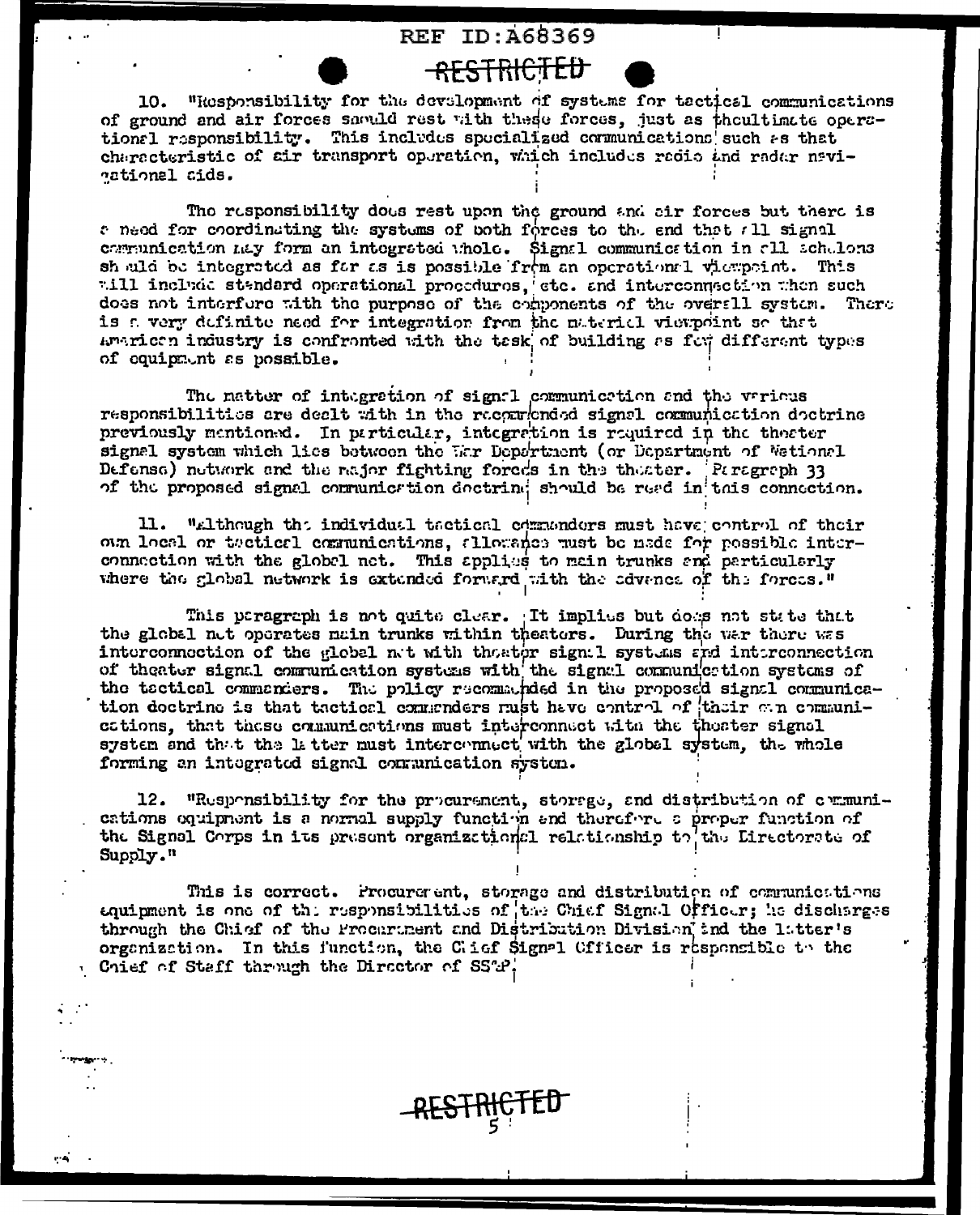10. "Responsibility for the development of systems for tactical communications of ground and air forces should rest with these forces, just as the ultimate operational responsibility. This includes specialized communications such as that characteristic of air transport operation, which includes radio and radar navigational aids.

The responsibility does rest upon the ground and air forces but there is a need for coordinating the systems of both forces to the end that all signal communication may form an integrated whole. Signal communication in all echelons should be integrated as far as is possible from an operational viewpoint. This will include standard operational procedures, etc. and interconnection when such does not interfere with the purpose of the components of the overall system. There is a very definite need for integration from the material viewpoint so that American industry is confronted with the task of building as few different types of equipment as possible.

The matter of integration of signal communication and the various responsibilities are dealt with in the recommended signal communication doctrine previously mentioned. In particular, integration is required in the theater signal system which lies between the War Department (or Department of National Defense) network and the major fighting forces in the theater. Paragraph 33 of the proposed signal communication doctrine should be read in this connection.

11. "Although the individual tactical commanders must have control of their own local or tactical communications, allowances must be made for possible interconnection with the global net. This applies to main trunks and particularly where the global network is extended forward with the advance of the forces."

This paragraph is not quite clear. It implies but does not state that the global net operates main trunks within theaters. During the war there was interconnection of the global net with theater signal systems and interconnection of theater signal communication systems with the signal communication systems of the tactical commanders. The policy recommended in the proposed signal communication doctrine is that tactical commanders must have control of their own communications, that these communications must interconnect with the theater signal system and that the latter must interconnect with the global system, the whole forming an integrated signal communication system.

12. "Responsibility for the procurement, storage, and distribution of communications equipment is a normal supply function and therefore a proper function of the Signal Corps in its present organizational relationship to the Directorate of Supply."

This is correct. Procurement, storage and distribution of communications equipment is one of the responsibilities of the Chief Signal Officer; he discharges through the Chief of the Procurement and Distribution Division and the latter's organization. In this function, the Chief Signal Officer is responsible to the Chief of Staff through the Director of SS&P.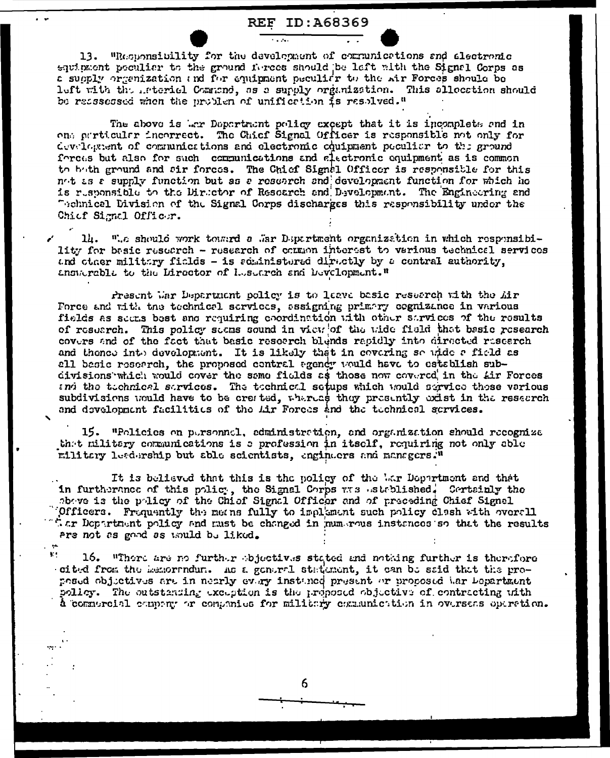13. "Responsibility for the development of communications and electronic equipment peculiar to the ground forces should be left with the Signal Corps as a supply organization and for equipment peculiar to the Air Forces should be left with the Materiel Command, as a supply organization. This allocation should be reassessed when the problem of unification is resolved."

The above is War Department policy except that it is incomplete and in one particular incorrect. The Chief Signal Officer is responsible not only for development of communications and electronic equipment peculiar to the ground forces but also for such communications and electronic equipment as is common to both ground and air forces. The Chief Signal Officer is responsible for this not as a supply function but as a research and development function for which he is responsible to the Director of Research and Development. The Engineering and Technical Division of the Signal Corps discharges this responsibility under the Chief Signal Officer.

14. "We should work toward a War Department organization in which responsibility for basic research - research of common interest to various technical services and other military fields - is administered directly by a central authority, answerable to the Director of Research and Development."

Present War Department policy is to leave basic research with the Air Force and with the technical services, assigning primary cognizance in various fields as seems best and requiring coordination with other services of the results of research. This policy seems sound in view of the wide field that basic research covers and of the fact that basic research blends rapidly into directed research and thence into development. It is likely that in covering so wide a field as all basic research, the proposed central agency would have to establish subdivisions which would cover the same fields as those now covered in the Air Forces and the technical services. The technical setups which would service those various subdivisions would have to be created, whereas they presently exist in the research and development facilities of the Air Forces and the technical services.

15. "Policies on personnel, administration, and organization should recognize that military communications is a profession in itself, requiring not only able military leadership but able scientists, engineers and managers."

It is believed that this is the policy of the War Department and that in furtherance of this policy, the Signal Corps was established. Certainly the above is the policy of the Chief Signal Officer and of preceding Chief Signal Officers. Frequently the means fully to implement such policy clash with overall War Department policy and must be changed in numerous instances so that the results are not as good as would be liked.

16. "There are no further objectives stated and nothing further is therefore cited from the Memorandum. As a general statement, it can be said that the proposed objectives are in nearly every instance present or proposed War Department policy. The outstanding exception is the proposed objective of contracting with a commercial company or companies for military communication in overseas operation.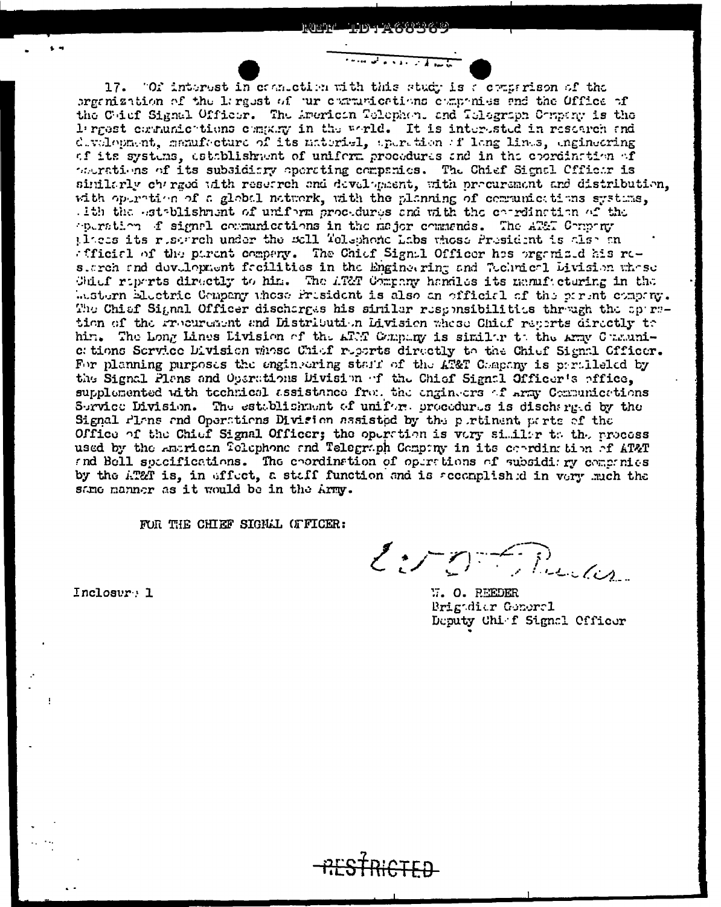REF ID:A68369

17. Of interest in connection with this study is a comparison of the organization of the largest of our communications companies and the Office of the Chief Signal Officer. The American Telephone and Telegraph Company is the largest communications company in the world. It is interested in research and development, manufacture of its materiel, operation of long lines, engineering of its systems, establishment of uniform procedures and in the coordination of operations of its subsidiary operating companies. The Chief Signal Officer is similarly charged with research and development, with procurement and distribution, with operation of a global network, with the planning of communications systems, with the establishment of uniform procedures and with the coordination of the operation of signal communications in the major commands. The AT&T Company places its research under the Bell Telephone Labs whose President is also an official of the parent company. The Chief Signal Officer has organized his research and development facilities in the Engineering and Technical Division whose Chief reports directly to him. The AT&T Company handles its manufacturing in the Western Electric Company whose President is also an official of the parent company. The Chief Signal Officer discharges his similar responsibilities through the operation of the Procurement and Distribution Division whose Chief reports directly to him. The Long Lines Division of the AT&T Company is similar to the Army Communications Service Division whose Chief reports directly to the Chief Signal Officer. For planning purposes the engineering staff of the AT&T Company is paralleled by the Signal Plans and Operations Division of the Chief Signal Officer's office, supplemented with technical assistance from the engineers of Army Communications Service Division. The establishment of uniform procedures is discharged by the Signal Plans and Operations Division assisted by the pertinent parts of the Office of the Chief Signal Officer; the operation is very similar to the process used by the American Telephone and Telegraph Company in its coordination of AT&T and Bell specifications. The coordination of operations of subsidiary companies by the AT&T is, in effect, a staff function and is accomplished in very much the same manner as it would be in the Army.

FOR THE CHIEF SIGNAL OFFICER:

Inclosure 1

W. O. REEDER
Brigadier General
Deputy Chief Signal Officer

RESTRICTED